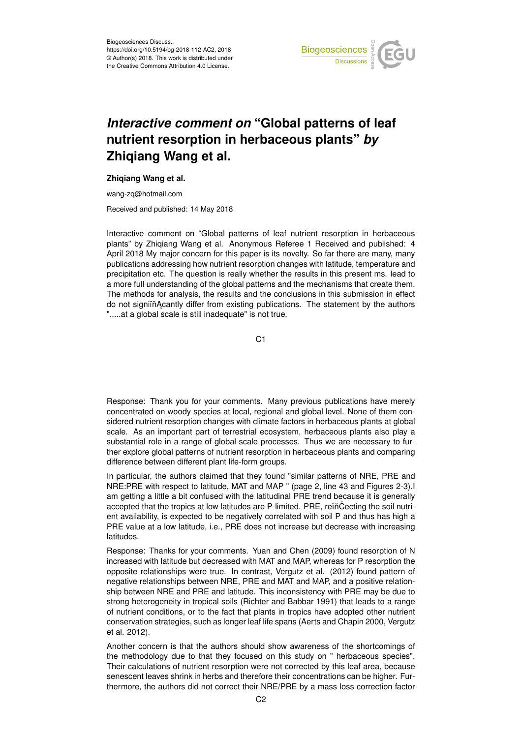Biogeosciences Discuss.,
https://doi.org/10.5194/bg-2018-112-AC2, 2018
© Author(s) 2018. This work is distributed under
the Creative Commons Attribution 4.0 License.

# *Interactive comment on* "Global patterns of leaf nutrient resorption in herbaceous plants" *by* Zhiqiang Wang et al.

**Zhiqiang Wang et al.**

wang-zq@hotmail.com

Received and published: 14 May 2018

Interactive comment on "Global patterns of leaf nutrient resorption in herbaceous plants" by Zhiqiang Wang et al. Anonymous Referee 1 Received and published: 4 April 2018 My major concern for this paper is its novelty. So far there are many, many publications addressing how nutrient resorption changes with latitude, temperature and precipitation etc. The question is really whether the results in this present ms. lead to a more full understanding of the global patterns and the mechanisms that create them. The methods for analysis, the results and the conclusions in this submission in effect do not significantly differ from existing publications. The statement by the authors ".....at a global scale is still inadequate" is not true.

Response: Thank you for your comments. Many previous publications have merely concentrated on woody species at local, regional and global level. None of them considered nutrient resorption changes with climate factors in herbaceous plants at global scale. As an important part of terrestrial ecosystem, herbaceous plants also play a substantial role in a range of global-scale processes. Thus we are necessary to further explore global patterns of nutrient resorption in herbaceous plants and comparing difference between different plant life-form groups.

In particular, the authors claimed that they found "similar patterns of NRE, PRE and NRE:PRE with respect to latitude, MAT and MAP " (page 2, line 43 and Figures 2-3).I am getting a little a bit confused with the latitudinal PRE trend because it is generally accepted that the tropics at low latitudes are P-limited. PRE, reflecting the soil nutrient availability, is expected to be negatively correlated with soil P and thus has high a PRE value at a low latitude, i.e., PRE does not increase but decrease with increasing latitudes.

Response: Thanks for your comments. Yuan and Chen (2009) found resorption of N increased with latitude but decreased with MAT and MAP, whereas for P resorption the opposite relationships were true. In contrast, Vergutz et al. (2012) found pattern of negative relationships between NRE, PRE and MAT and MAP, and a positive relationship between NRE and PRE and latitude. This inconsistency with PRE may be due to strong heterogeneity in tropical soils (Richter and Babbar 1991) that leads to a range of nutrient conditions, or to the fact that plants in tropics have adopted other nutrient conservation strategies, such as longer leaf life spans (Aerts and Chapin 2000, Vergutz et al. 2012).

Another concern is that the authors should show awareness of the shortcomings of the methodology due to that they focused on this study on " herbaceous species". Their calculations of nutrient resorption were not corrected by this leaf area, because senescent leaves shrink in herbs and therefore their concentrations can be higher. Furthermore, the authors did not correct their NRE/PRE by a mass loss correction factor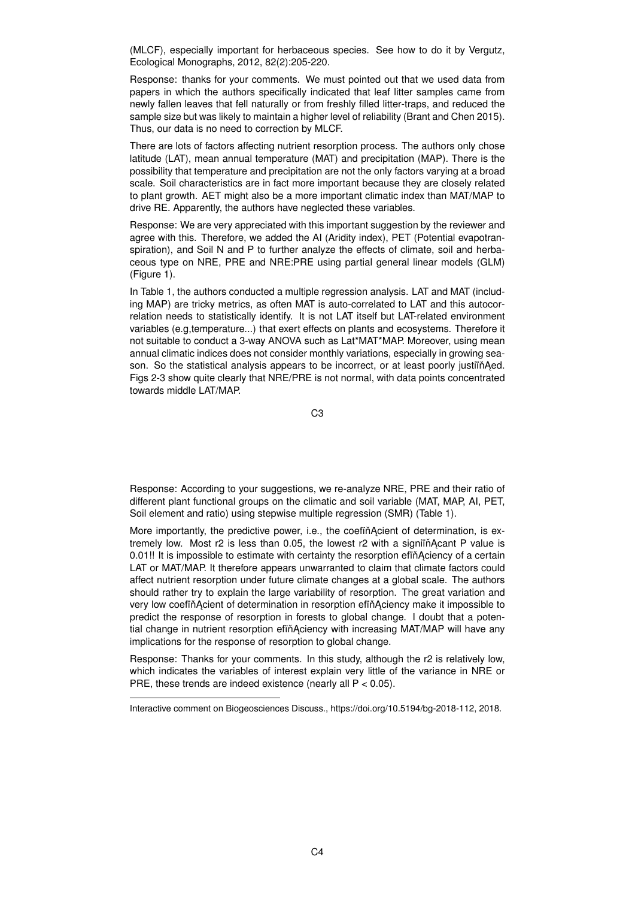(MLCF), especially important for herbaceous species. See how to do it by Vergutz, Ecological Monographs, 2012, 82(2):205-220.

Response: thanks for your comments. We must pointed out that we used data from papers in which the authors specifically indicated that leaf litter samples came from newly fallen leaves that fell naturally or from freshly filled litter-traps, and reduced the sample size but was likely to maintain a higher level of reliability (Brant and Chen 2015). Thus, our data is no need to correction by MLCF.

There are lots of factors affecting nutrient resorption process. The authors only chose latitude (LAT), mean annual temperature (MAT) and precipitation (MAP). There is the possibility that temperature and precipitation are not the only factors varying at a broad scale. Soil characteristics are in fact more important because they are closely related to plant growth. AET might also be a more important climatic index than MAT/MAP to drive RE. Apparently, the authors have neglected these variables.

Response: We are very appreciated with this important suggestion by the reviewer and agree with this. Therefore, we added the AI (Aridity index), PET (Potential evapotranspiration), and Soil N and P to further analyze the effects of climate, soil and herbaceous type on NRE, PRE and NRE:PRE using partial general linear models (GLM) (Figure 1).

In Table 1, the authors conducted a multiple regression analysis. LAT and MAT (including MAP) are tricky metrics, as often MAT is auto-correlated to LAT and this autocorrelation needs to statistically identify. It is not LAT itself but LAT-related environment variables (e.g,temperature...) that exert effects on plants and ecosystems. Therefore it not suitable to conduct a 3-way ANOVA such as Lat*MAT*MAP. Moreover, using mean annual climatic indices does not consider monthly variations, especially in growing season. So the statistical analysis appears to be incorrect, or at least poorly justiïňĄed. Figs 2-3 show quite clearly that NRE/PRE is not normal, with data points concentrated towards middle LAT/MAP.

Response: According to your suggestions, we re-analyze NRE, PRE and their ratio of different plant functional groups on the climatic and soil variable (MAT, MAP, AI, PET, Soil element and ratio) using stepwise multiple regression (SMR) (Table 1).

More importantly, the predictive power, i.e., the coefïňĄcient of determination, is extremely low. Most r2 is less than 0.05, the lowest r2 with a signiïňĄcant P value is 0.01!! It is impossible to estimate with certainty the resorption efïňĄciency of a certain LAT or MAT/MAP. It therefore appears unwarranted to claim that climate factors could affect nutrient resorption under future climate changes at a global scale. The authors should rather try to explain the large variability of resorption. The great variation and very low coefïňĄcient of determination in resorption efïňĄciency make it impossible to predict the response of resorption in forests to global change. I doubt that a potential change in nutrient resorption efïňĄciency with increasing MAT/MAP will have any implications for the response of resorption to global change.

Response: Thanks for your comments. In this study, although the r2 is relatively low, which indicates the variables of interest explain very little of the variance in NRE or PRE, these trends are indeed existence (nearly all $P < 0.05$).

---

Interactive comment on Biogeosciences Discuss., https://doi.org/10.5194/bg-2018-112, 2018.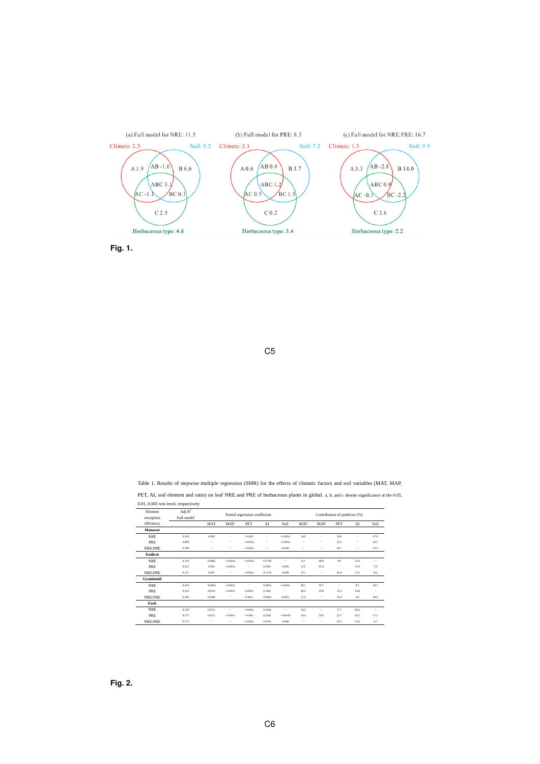(a) Full model for NRE: 11.5

Climate: 2.3

Soil: 8.2

A 1.9

AB -1.6

B 6.6

ABC 3.1

AC -1.1

BC 0.1

C 2.5

Herbaceous type: 4.6

(b) Full model for PRE: 8.5

Climate: 3.1

Soil: 7.2

A 0.6

AB 0.8

B 3.7

ABC 1.2

AC 0.5

BC 1.5

C 0.2

Herbaceous type: 3.4

(c) Full model for NRE:PRE: 16.7

Climate: 1.3

Soil: 9.9

A 3.3

AB -2.8

B 14.0

ABC 0.9

AC -0.1

BC -2.2

C 3.6

Herbaceous type: 2.2

**Fig. 1.**

Table 1. Results of stepwise multiple regression (SMR) for the effects of climatic factors and soil variables (MAT, MAP, PET, AI, soil element and ratio) on leaf NRE and PRE of herbaceous plants in global. a, b, and c denote significance at the 0.05, 0.01, 0.001 test level, respectively

| Element resorption efficiency | Adj $R^2$ Full model | Partial regression coefficient | | | | | Contribution of predictor (%) | | | | |
|---|---|---|---|---|---|---|---|---|---|---|---|
| | | MAT | MAP | PET | AI | Soil | MAT | MAP | PET | AI | Soil |
| **Monocot** | | | | | | | | | | | |
| NRE | 0.164 | -0.002 | — | >-0.001 | — | >-0.001c | 34.0 | — | 18.4 | — | 47.6 |
| PRE | 0.090 | — | — | >-0.001a | — | >-0.001a | — | — | 55.5 | — | 44.5 |
| NRE:PRE | 0.198 | — | — | >-0.001c | — | -0.018c | — | — | 44.7 | — | 55.3 |
| **Eudicot** | | | | | | | | | | | |
| NRE | 0.139 | 0.008a | >-0.001a | >-0.001a | -0.176b | — | 6.2 | 40.9 | 8.9 | 35.9 | — |
| PRE | 0.222 | 0.005 | >-0.001c | — | 0.186c | <0.001 | 12.5 | 65.8 | — | 13.8 | 7.9 |
| NRE:PRE | 0.311 | 0.007 | — | >-0.001c | -0.171b | -0.009 | 23.1 | — | 45.0 | 23.3 | 8.6 |
| **Graminoid** | | | | | | | | | | | |
| NRE | 0.163 | -0.005a | >-0.001c | — | -0.095a | >-0.001c | 29.1 | 35.7 | — | 8.5 | 26.7 |
| PRE | 0.234 | -0.011c | >-0.001c | <0.001c | 0.244c | — | 40.2 | 29.8 | 15.2 | 14.8 | — |
| NRE:PRE | 0.246 | 0.010b | — | -0.001c | -0.094a | -0.022c | 12.4 | — | 36.4 | 4.8 | 46.4 |
| **Forb** | | | | | | | | | | | |
| NRE | 0.120 | 0.011c | — | >-0.001c | -0.188c | — | 16.3 | — | 17.7 | 66.0 | — |
| PRE | 0.175 | 0.015c | >-0.001c | >-0.001 | 0.233b | >-0.001b | 18.4 | 20.6 | 23.7 | 20.2 | 17.1 |
| NRE:PRE | 0.173 | — | — | >-0.001c | -0.074c | -0.006 | — | — | 43.5 | 51.8 | 4.7 |

**Fig. 2.**